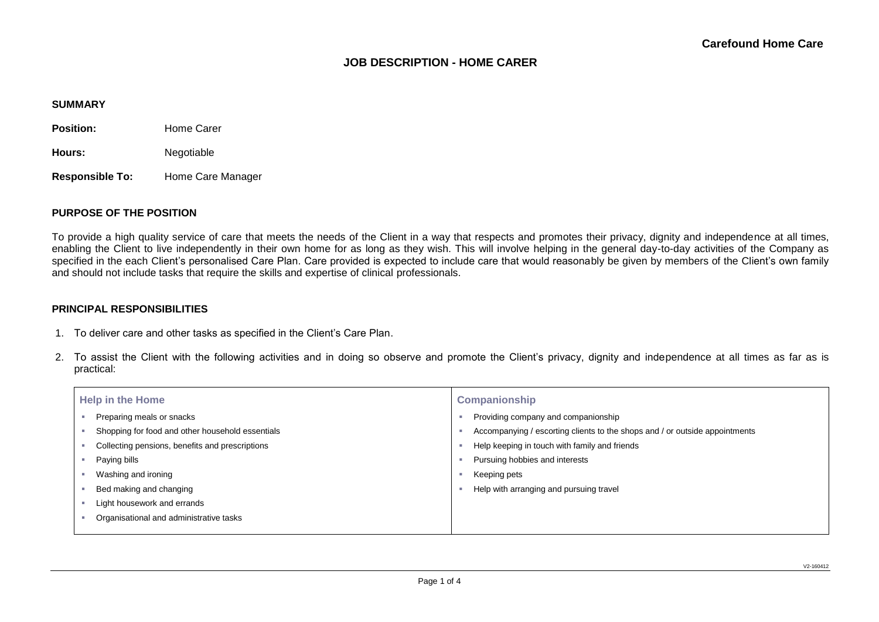**Carefound Home Care**

# JOB DESCRIPTION - HOME CARER

## SUMMARY

**Position:** Home Carer

**Hours:** Negotiable

**Responsible To:** Home Care Manager

## PURPOSE OF THE POSITION

To provide a high quality service of care that meets the needs of the Client in a way that respects and promotes their privacy, dignity and independence at all times, enabling the Client to live independently in their own home for as long as they wish. This will involve helping in the general day-to-day activities of the Company as specified in the each Client's personalised Care Plan. Care provided is expected to include care that would reasonably be given by members of the Client's own family and should not include tasks that require the skills and expertise of clinical professionals.

## PRINCIPAL RESPONSIBILITIES

1. To deliver care and other tasks as specified in the Client's Care Plan.

2. To assist the Client with the following activities and in doing so observe and promote the Client's privacy, dignity and independence at all times as far as is practical:

| Help in the Home | Companionship |
|---|---|
| ▪ Preparing meals or snacks | ▪ Providing company and companionship |
| ▪ Shopping for food and other household essentials | ▪ Accompanying / escorting clients to the shops and / or outside appointments |
| ▪ Collecting pensions, benefits and prescriptions | ▪ Help keeping in touch with family and friends |
| ▪ Paying bills | ▪ Pursuing hobbies and interests |
| ▪ Washing and ironing | ▪ Keeping pets |
| ▪ Bed making and changing | ▪ Help with arranging and pursuing travel |
| ▪ Light housework and errands | |
| ▪ Organisational and administrative tasks | |

V2-160412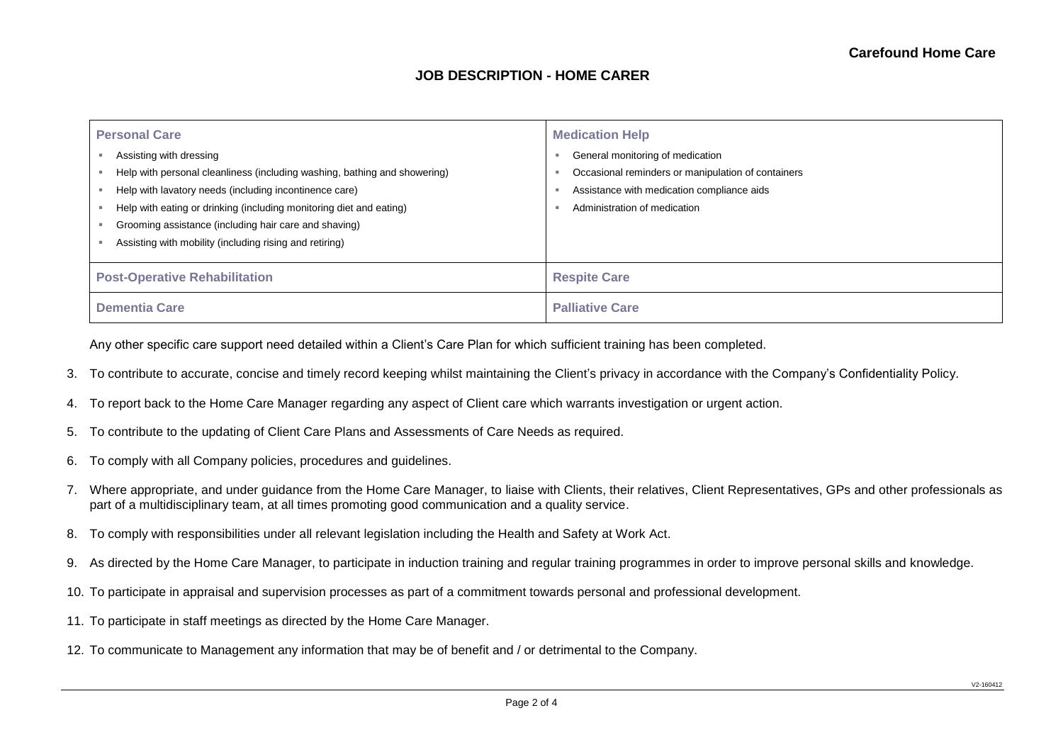**Carefound Home Care**

## JOB DESCRIPTION - HOME CARER

| | |
|---|---|
| **Personal Care**<br>- Assisting with dressing<br>- Help with personal cleanliness (including washing, bathing and showering)<br>- Help with lavatory needs (including incontinence care)<br>- Help with eating or drinking (including monitoring diet and eating)<br>- Grooming assistance (including hair care and shaving)<br>- Assisting with mobility (including rising and retiring) | **Medication Help**<br>- General monitoring of medication<br>- Occasional reminders or manipulation of containers<br>- Assistance with medication compliance aids<br>- Administration of medication |
| **Post-Operative Rehabilitation** | **Respite Care** |
| **Dementia Care** | **Palliative Care** |

Any other specific care support need detailed within a Client's Care Plan for which sufficient training has been completed.

3. To contribute to accurate, concise and timely record keeping whilst maintaining the Client's privacy in accordance with the Company's Confidentiality Policy.
4. To report back to the Home Care Manager regarding any aspect of Client care which warrants investigation or urgent action.
5. To contribute to the updating of Client Care Plans and Assessments of Care Needs as required.
6. To comply with all Company policies, procedures and guidelines.
7. Where appropriate, and under guidance from the Home Care Manager, to liaise with Clients, their relatives, Client Representatives, GPs and other professionals as part of a multidisciplinary team, at all times promoting good communication and a quality service.
8. To comply with responsibilities under all relevant legislation including the Health and Safety at Work Act.
9. As directed by the Home Care Manager, to participate in induction training and regular training programmes in order to improve personal skills and knowledge.
10. To participate in appraisal and supervision processes as part of a commitment towards personal and professional development.
11. To participate in staff meetings as directed by the Home Care Manager.
12. To communicate to Management any information that may be of benefit and / or detrimental to the Company.

V2-160412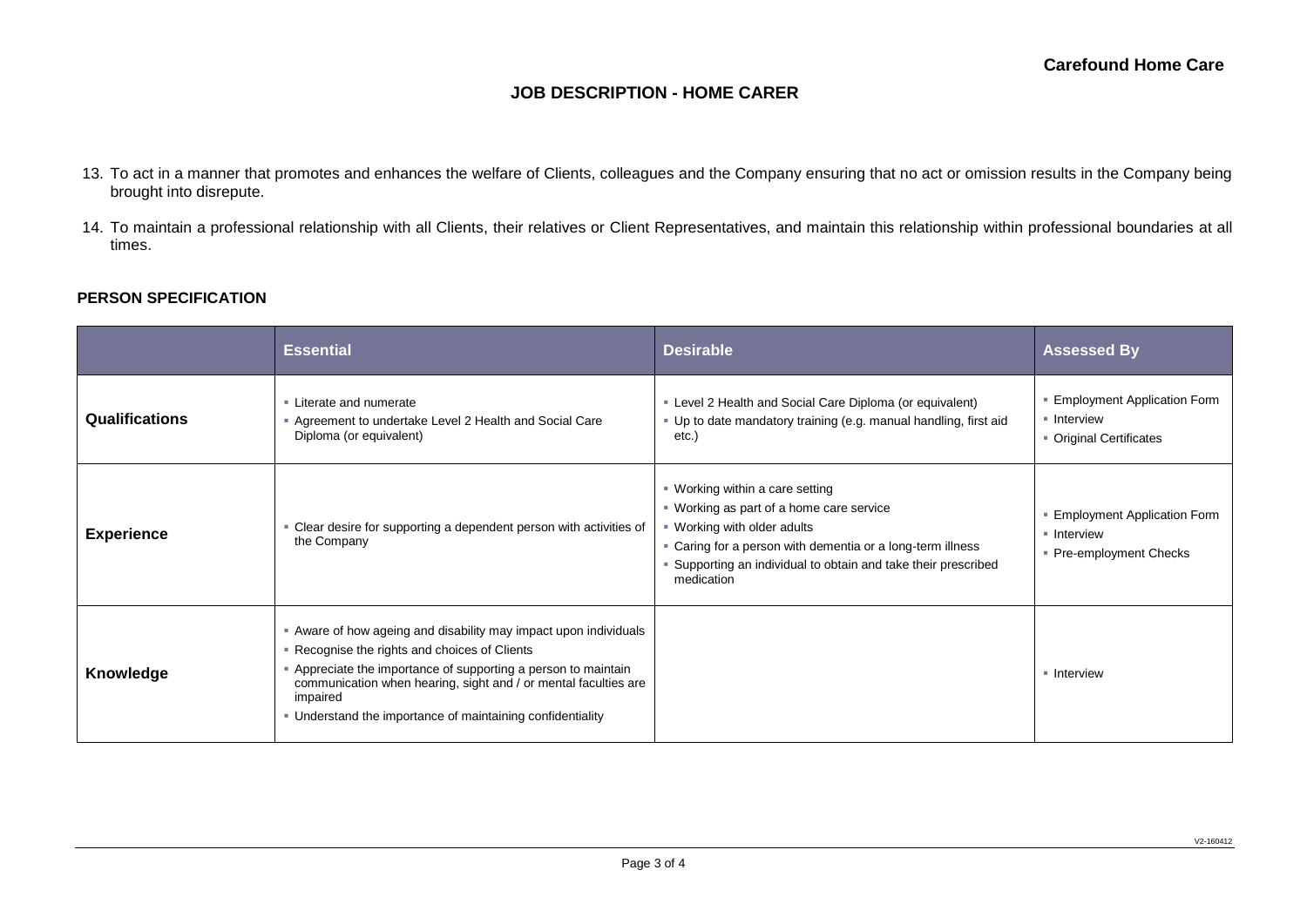13. To act in a manner that promotes and enhances the welfare of Clients, colleagues and the Company ensuring that no act or omission results in the Company being brought into disrepute.

14. To maintain a professional relationship with all Clients, their relatives or Client Representatives, and maintain this relationship within professional boundaries at all times.

**PERSON SPECIFICATION**

| | Essential | Desirable | Assessed By |
|---|---|---|---|
| **Qualifications** | ▪ Literate and numerate<br>▪ Agreement to undertake Level 2 Health and Social Care Diploma (or equivalent) | ▪ Level 2 Health and Social Care Diploma (or equivalent)<br>▪ Up to date mandatory training (e.g. manual handling, first aid etc.) | ▪ Employment Application Form<br>▪ Interview<br>▪ Original Certificates |
| **Experience** | ▪ Clear desire for supporting a dependent person with activities of the Company | ▪ Working within a care setting<br>▪ Working as part of a home care service<br>▪ Working with older adults<br>▪ Caring for a person with dementia or a long-term illness<br>▪ Supporting an individual to obtain and take their prescribed medication | ▪ Employment Application Form<br>▪ Interview<br>▪ Pre-employment Checks |
| **Knowledge** | ▪ Aware of how ageing and disability may impact upon individuals<br>▪ Recognise the rights and choices of Clients<br>▪ Appreciate the importance of supporting a person to maintain communication when hearing, sight and / or mental faculties are impaired<br>▪ Understand the importance of maintaining confidentiality | | ▪ Interview |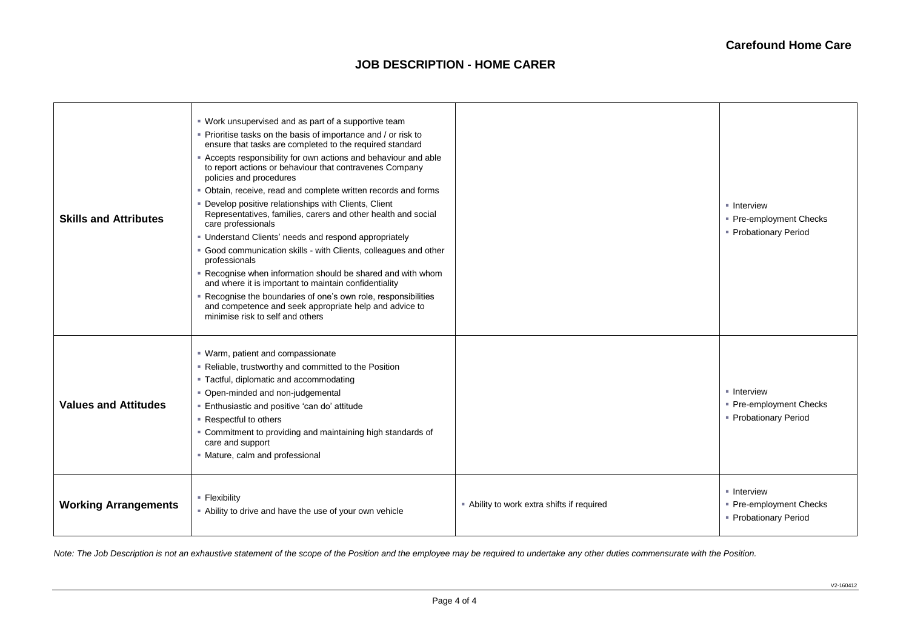**Carefound Home Care**

## JOB DESCRIPTION - HOME CARER

| | | | |
|---|---|---|---|
| **Skills and Attributes** | ▪ Work unsupervised and as part of a supportive team<br>▪ Prioritise tasks on the basis of importance and / or risk to ensure that tasks are completed to the required standard<br>▪ Accepts responsibility for own actions and behaviour and able to report actions or behaviour that contravenes Company policies and procedures<br>▪ Obtain, receive, read and complete written records and forms<br>▪ Develop positive relationships with Clients, Client Representatives, families, carers and other health and social care professionals<br>▪ Understand Clients' needs and respond appropriately<br>▪ Good communication skills - with Clients, colleagues and other professionals<br>▪ Recognise when information should be shared and with whom and where it is important to maintain confidentiality<br>▪ Recognise the boundaries of one's own role, responsibilities and competence and seek appropriate help and advice to minimise risk to self and others | | ▪ Interview<br>▪ Pre-employment Checks<br>▪ Probationary Period |
| **Values and Attitudes** | ▪ Warm, patient and compassionate<br>▪ Reliable, trustworthy and committed to the Position<br>▪ Tactful, diplomatic and accommodating<br>▪ Open-minded and non-judgemental<br>▪ Enthusiastic and positive 'can do' attitude<br>▪ Respectful to others<br>▪ Commitment to providing and maintaining high standards of care and support<br>▪ Mature, calm and professional | | ▪ Interview<br>▪ Pre-employment Checks<br>▪ Probationary Period |
| **Working Arrangements** | ▪ Flexibility<br>▪ Ability to drive and have the use of your own vehicle | ▪ Ability to work extra shifts if required | ▪ Interview<br>▪ Pre-employment Checks<br>▪ Probationary Period |

*Note: The Job Description is not an exhaustive statement of the scope of the Position and the employee may be required to undertake any other duties commensurate with the Position.*

V2-160412